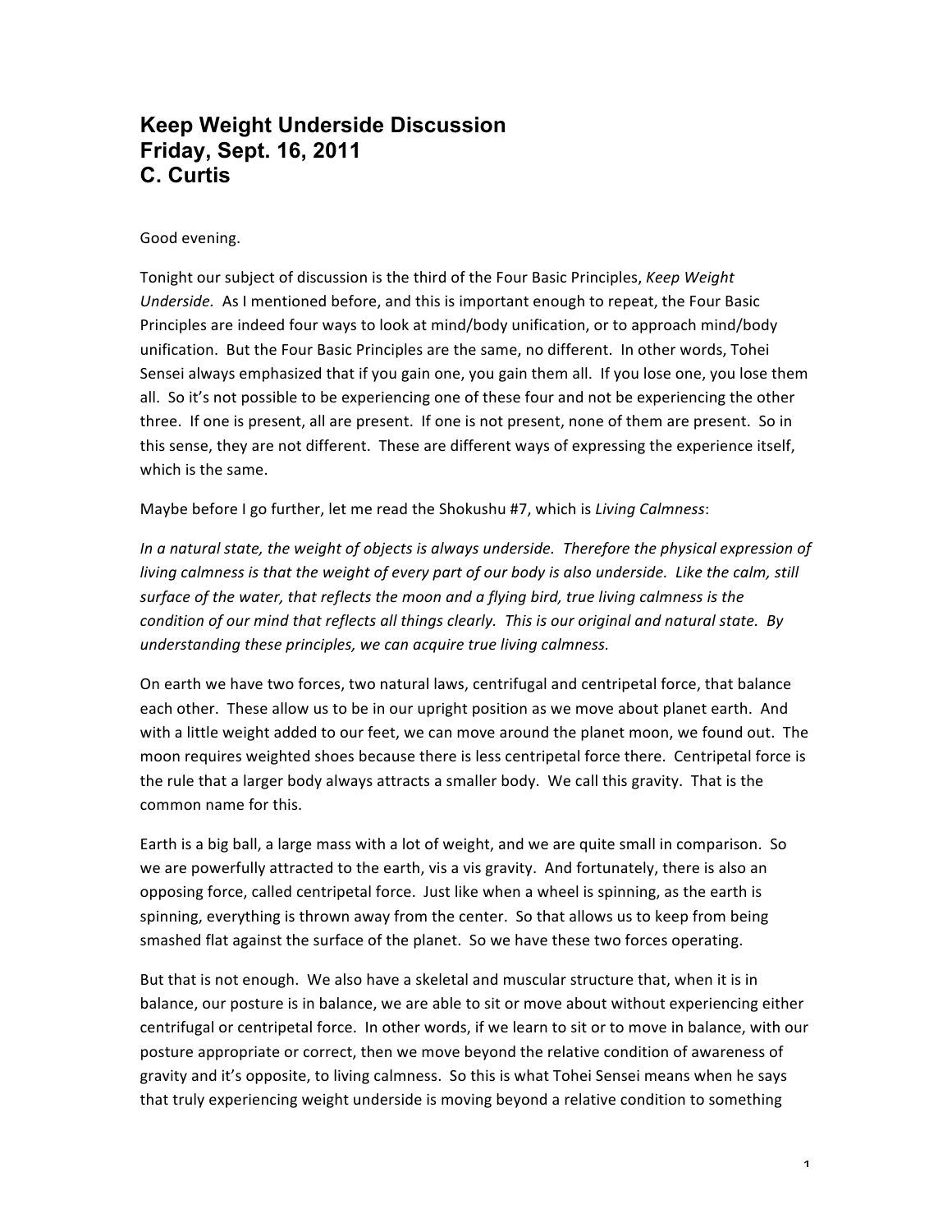# Keep Weight Underside Discussion
# Friday, Sept. 16, 2011
# C. Curtis

Good evening.

Tonight our subject of discussion is the third of the Four Basic Principles, *Keep Weight Underside*. As I mentioned before, and this is important enough to repeat, the Four Basic Principles are indeed four ways to look at mind/body unification, or to approach mind/body unification. But the Four Basic Principles are the same, no different. In other words, Tohei Sensei always emphasized that if you gain one, you gain them all. If you lose one, you lose them all. So it's not possible to be experiencing one of these four and not be experiencing the other three. If one is present, all are present. If one is not present, none of them are present. So in this sense, they are not different. These are different ways of expressing the experience itself, which is the same.

Maybe before I go further, let me read the Shokushu #7, which is *Living Calmness*:

*In a natural state, the weight of objects is always underside. Therefore the physical expression of living calmness is that the weight of every part of our body is also underside. Like the calm, still surface of the water, that reflects the moon and a flying bird, true living calmness is the condition of our mind that reflects all things clearly. This is our original and natural state. By understanding these principles, we can acquire true living calmness.*

On earth we have two forces, two natural laws, centrifugal and centripetal force, that balance each other. These allow us to be in our upright position as we move about planet earth. And with a little weight added to our feet, we can move around the planet moon, we found out. The moon requires weighted shoes because there is less centripetal force there. Centripetal force is the rule that a larger body always attracts a smaller body. We call this gravity. That is the common name for this.

Earth is a big ball, a large mass with a lot of weight, and we are quite small in comparison. So we are powerfully attracted to the earth, vis a vis gravity. And fortunately, there is also an opposing force, called centripetal force. Just like when a wheel is spinning, as the earth is spinning, everything is thrown away from the center. So that allows us to keep from being smashed flat against the surface of the planet. So we have these two forces operating.

But that is not enough. We also have a skeletal and muscular structure that, when it is in balance, our posture is in balance, we are able to sit or move about without experiencing either centrifugal or centripetal force. In other words, if we learn to sit or to move in balance, with our posture appropriate or correct, then we move beyond the relative condition of awareness of gravity and it's opposite, to living calmness. So this is what Tohei Sensei means when he says that truly experiencing weight underside is moving beyond a relative condition to something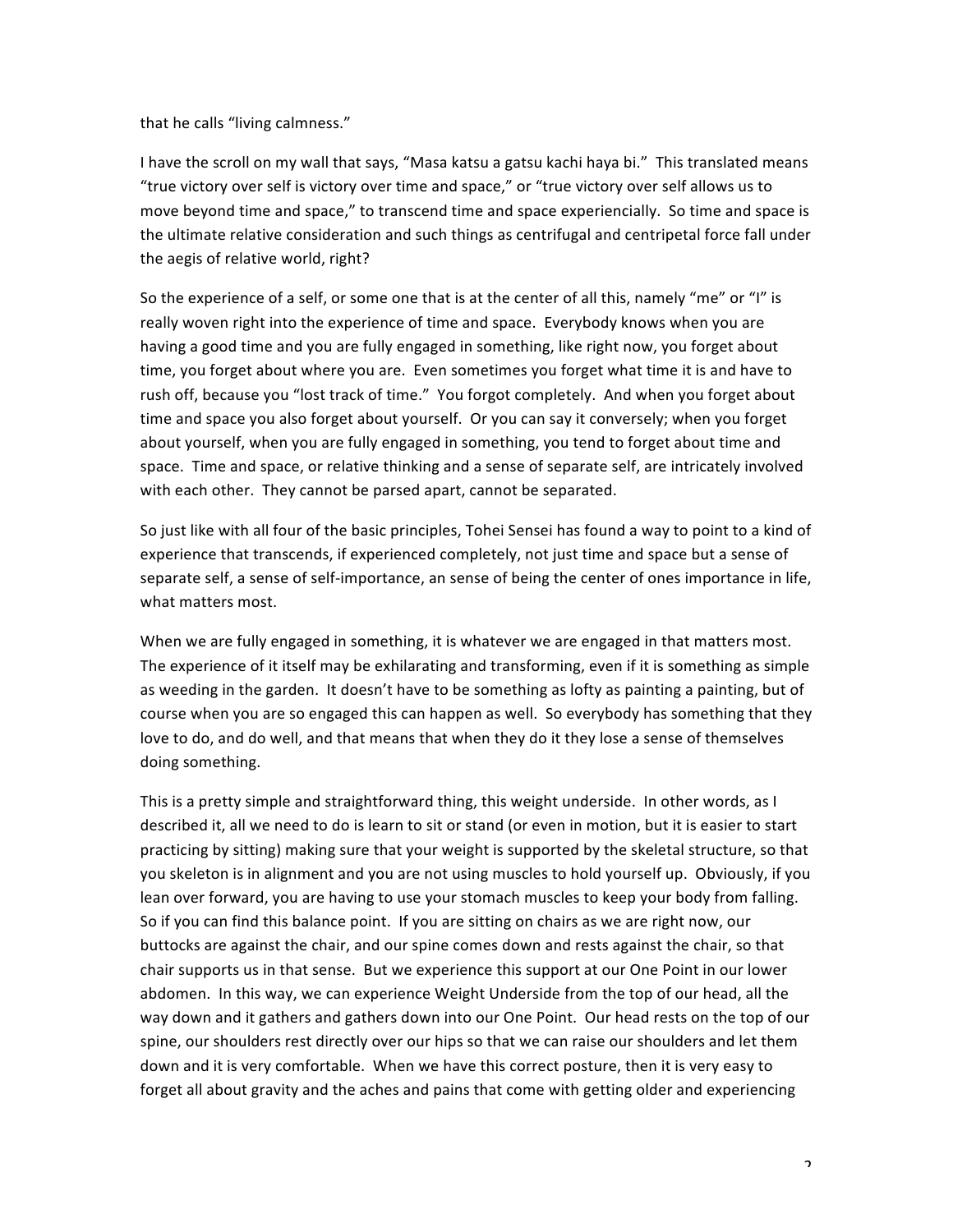that he calls "living calmness."

I have the scroll on my wall that says, "Masa katsu a gatsu kachi haya bi." This translated means "true victory over self is victory over time and space," or "true victory over self allows us to move beyond time and space," to transcend time and space experiencially. So time and space is the ultimate relative consideration and such things as centrifugal and centripetal force fall under the aegis of relative world, right?

So the experience of a self, or some one that is at the center of all this, namely "me" or "I" is really woven right into the experience of time and space. Everybody knows when you are having a good time and you are fully engaged in something, like right now, you forget about time, you forget about where you are. Even sometimes you forget what time it is and have to rush off, because you "lost track of time." You forgot completely. And when you forget about time and space you also forget about yourself. Or you can say it conversely; when you forget about yourself, when you are fully engaged in something, you tend to forget about time and space. Time and space, or relative thinking and a sense of separate self, are intricately involved with each other. They cannot be parsed apart, cannot be separated.

So just like with all four of the basic principles, Tohei Sensei has found a way to point to a kind of experience that transcends, if experienced completely, not just time and space but a sense of separate self, a sense of self-importance, an sense of being the center of ones importance in life, what matters most.

When we are fully engaged in something, it is whatever we are engaged in that matters most. The experience of it itself may be exhilarating and transforming, even if it is something as simple as weeding in the garden. It doesn't have to be something as lofty as painting a painting, but of course when you are so engaged this can happen as well. So everybody has something that they love to do, and do well, and that means that when they do it they lose a sense of themselves doing something.

This is a pretty simple and straightforward thing, this weight underside. In other words, as I described it, all we need to do is learn to sit or stand (or even in motion, but it is easier to start practicing by sitting) making sure that your weight is supported by the skeletal structure, so that you skeleton is in alignment and you are not using muscles to hold yourself up. Obviously, if you lean over forward, you are having to use your stomach muscles to keep your body from falling. So if you can find this balance point. If you are sitting on chairs as we are right now, our buttocks are against the chair, and our spine comes down and rests against the chair, so that chair supports us in that sense. But we experience this support at our One Point in our lower abdomen. In this way, we can experience Weight Underside from the top of our head, all the way down and it gathers and gathers down into our One Point. Our head rests on the top of our spine, our shoulders rest directly over our hips so that we can raise our shoulders and let them down and it is very comfortable. When we have this correct posture, then it is very easy to forget all about gravity and the aches and pains that come with getting older and experiencing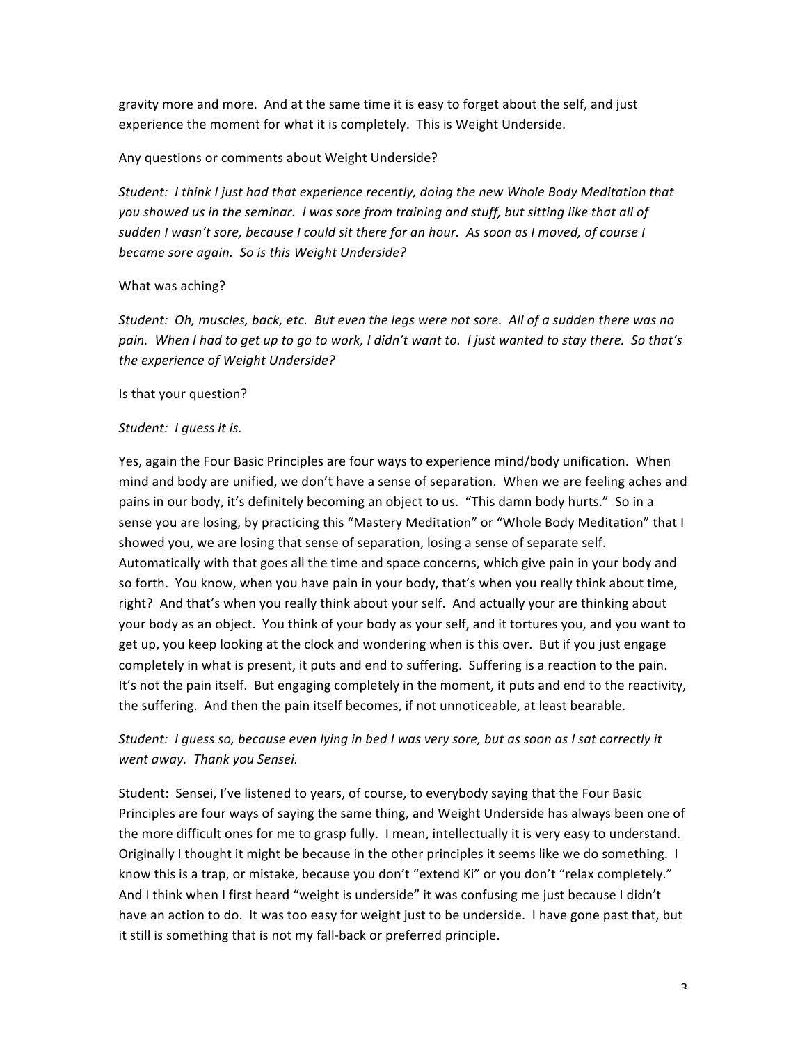gravity more and more. And at the same time it is easy to forget about the self, and just experience the moment for what it is completely. This is Weight Underside.

Any questions or comments about Weight Underside?

*Student: I think I just had that experience recently, doing the new Whole Body Meditation that you showed us in the seminar. I was sore from training and stuff, but sitting like that all of sudden I wasn't sore, because I could sit there for an hour. As soon as I moved, of course I became sore again. So is this Weight Underside?*

What was aching?

*Student: Oh, muscles, back, etc. But even the legs were not sore. All of a sudden there was no pain. When I had to get up to go to work, I didn't want to. I just wanted to stay there. So that's the experience of Weight Underside?*

Is that your question?

*Student: I guess it is.*

Yes, again the Four Basic Principles are four ways to experience mind/body unification. When mind and body are unified, we don't have a sense of separation. When we are feeling aches and pains in our body, it's definitely becoming an object to us. "This damn body hurts." So in a sense you are losing, by practicing this "Mastery Meditation" or "Whole Body Meditation" that I showed you, we are losing that sense of separation, losing a sense of separate self. Automatically with that goes all the time and space concerns, which give pain in your body and so forth. You know, when you have pain in your body, that's when you really think about time, right? And that's when you really think about your self. And actually your are thinking about your body as an object. You think of your body as your self, and it tortures you, and you want to get up, you keep looking at the clock and wondering when is this over. But if you just engage completely in what is present, it puts and end to suffering. Suffering is a reaction to the pain. It's not the pain itself. But engaging completely in the moment, it puts and end to the reactivity, the suffering. And then the pain itself becomes, if not unnoticeable, at least bearable.

*Student: I guess so, because even lying in bed I was very sore, but as soon as I sat correctly it went away. Thank you Sensei.*

Student: Sensei, I've listened to years, of course, to everybody saying that the Four Basic Principles are four ways of saying the same thing, and Weight Underside has always been one of the more difficult ones for me to grasp fully. I mean, intellectually it is very easy to understand. Originally I thought it might be because in the other principles it seems like we do something. I know this is a trap, or mistake, because you don't "extend Ki" or you don't "relax completely." And I think when I first heard "weight is underside" it was confusing me just because I didn't have an action to do. It was too easy for weight just to be underside. I have gone past that, but it still is something that is not my fall-back or preferred principle.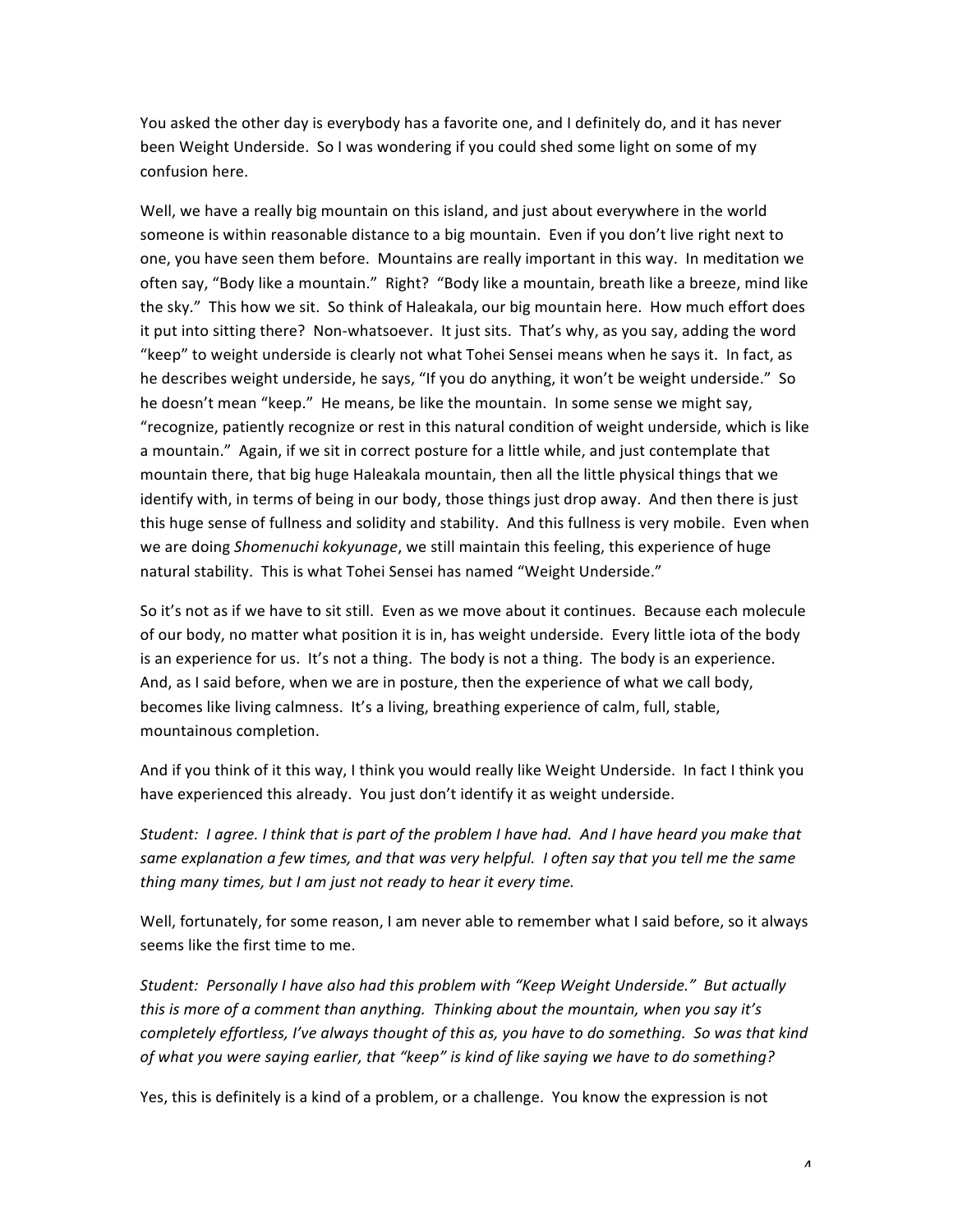You asked the other day is everybody has a favorite one, and I definitely do, and it has never been Weight Underside. So I was wondering if you could shed some light on some of my confusion here.

Well, we have a really big mountain on this island, and just about everywhere in the world someone is within reasonable distance to a big mountain. Even if you don't live right next to one, you have seen them before. Mountains are really important in this way. In meditation we often say, "Body like a mountain." Right? "Body like a mountain, breath like a breeze, mind like the sky." This how we sit. So think of Haleakala, our big mountain here. How much effort does it put into sitting there? Non-whatsoever. It just sits. That's why, as you say, adding the word "keep" to weight underside is clearly not what Tohei Sensei means when he says it. In fact, as he describes weight underside, he says, "If you do anything, it won't be weight underside." So he doesn't mean "keep." He means, be like the mountain. In some sense we might say, "recognize, patiently recognize or rest in this natural condition of weight underside, which is like a mountain." Again, if we sit in correct posture for a little while, and just contemplate that mountain there, that big huge Haleakala mountain, then all the little physical things that we identify with, in terms of being in our body, those things just drop away. And then there is just this huge sense of fullness and solidity and stability. And this fullness is very mobile. Even when we are doing *Shomenuchi kokyunage*, we still maintain this feeling, this experience of huge natural stability. This is what Tohei Sensei has named "Weight Underside."

So it's not as if we have to sit still. Even as we move about it continues. Because each molecule of our body, no matter what position it is in, has weight underside. Every little iota of the body is an experience for us. It's not a thing. The body is not a thing. The body is an experience. And, as I said before, when we are in posture, then the experience of what we call body, becomes like living calmness. It's a living, breathing experience of calm, full, stable, mountainous completion.

And if you think of it this way, I think you would really like Weight Underside. In fact I think you have experienced this already. You just don't identify it as weight underside.

*Student: I agree. I think that is part of the problem I have had. And I have heard you make that same explanation a few times, and that was very helpful. I often say that you tell me the same thing many times, but I am just not ready to hear it every time.*

Well, fortunately, for some reason, I am never able to remember what I said before, so it always seems like the first time to me.

*Student: Personally I have also had this problem with "Keep Weight Underside." But actually this is more of a comment than anything. Thinking about the mountain, when you say it's completely effortless, I've always thought of this as, you have to do something. So was that kind of what you were saying earlier, that "keep" is kind of like saying we have to do something?*

Yes, this is definitely is a kind of a problem, or a challenge. You know the expression is not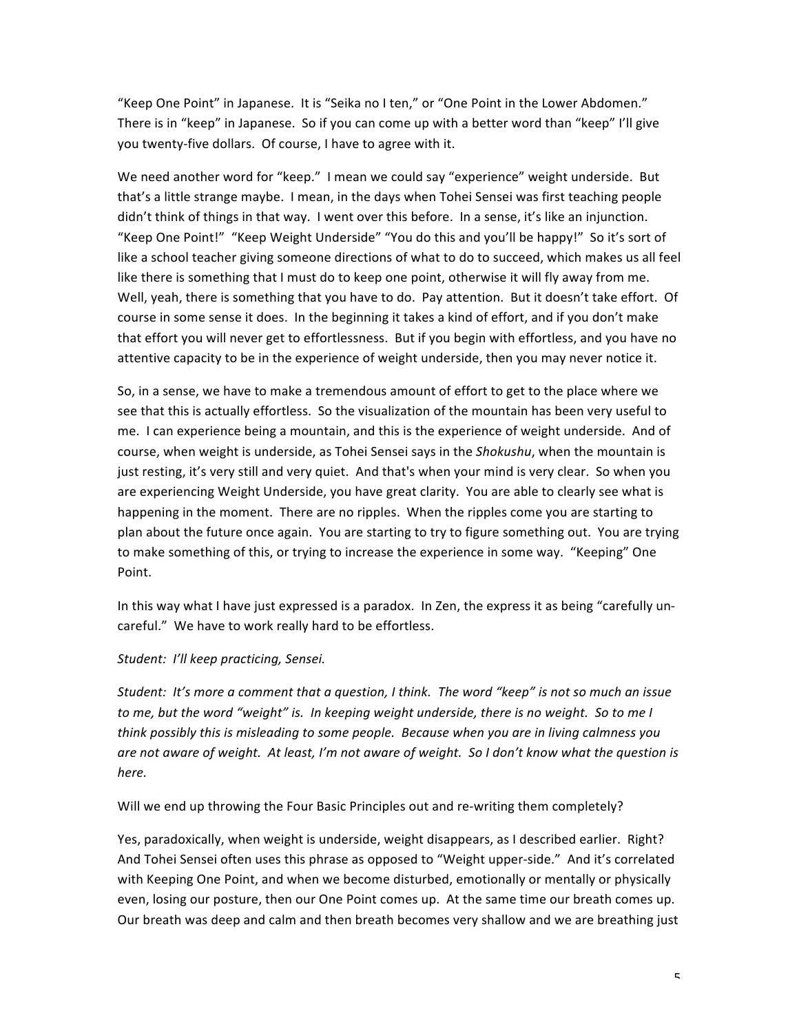"Keep One Point" in Japanese. It is "Seika no I ten," or "One Point in the Lower Abdomen." There is in "keep" in Japanese. So if you can come up with a better word than "keep" I'll give you twenty-five dollars. Of course, I have to agree with it.

We need another word for "keep." I mean we could say "experience" weight underside. But that's a little strange maybe. I mean, in the days when Tohei Sensei was first teaching people didn't think of things in that way. I went over this before. In a sense, it's like an injunction. "Keep One Point!" "Keep Weight Underside" "You do this and you'll be happy!" So it's sort of like a school teacher giving someone directions of what to do to succeed, which makes us all feel like there is something that I must do to keep one point, otherwise it will fly away from me. Well, yeah, there is something that you have to do. Pay attention. But it doesn't take effort. Of course in some sense it does. In the beginning it takes a kind of effort, and if you don't make that effort you will never get to effortlessness. But if you begin with effortless, and you have no attentive capacity to be in the experience of weight underside, then you may never notice it.

So, in a sense, we have to make a tremendous amount of effort to get to the place where we see that this is actually effortless. So the visualization of the mountain has been very useful to me. I can experience being a mountain, and this is the experience of weight underside. And of course, when weight is underside, as Tohei Sensei says in the *Shokushu*, when the mountain is just resting, it's very still and very quiet. And that's when your mind is very clear. So when you are experiencing Weight Underside, you have great clarity. You are able to clearly see what is happening in the moment. There are no ripples. When the ripples come you are starting to plan about the future once again. You are starting to try to figure something out. You are trying to make something of this, or trying to increase the experience in some way. "Keeping" One Point.

In this way what I have just expressed is a paradox. In Zen, the express it as being "carefully un-careful." We have to work really hard to be effortless.

*Student: I'll keep practicing, Sensei.*

*Student: It's more a comment that a question, I think. The word "keep" is not so much an issue to me, but the word "weight" is. In keeping weight underside, there is no weight. So to me I think possibly this is misleading to some people. Because when you are in living calmness you are not aware of weight. At least, I'm not aware of weight. So I don't know what the question is here.*

Will we end up throwing the Four Basic Principles out and re-writing them completely?

Yes, paradoxically, when weight is underside, weight disappears, as I described earlier. Right? And Tohei Sensei often uses this phrase as opposed to "Weight upper-side." And it's correlated with Keeping One Point, and when we become disturbed, emotionally or mentally or physically even, losing our posture, then our One Point comes up. At the same time our breath comes up. Our breath was deep and calm and then breath becomes very shallow and we are breathing just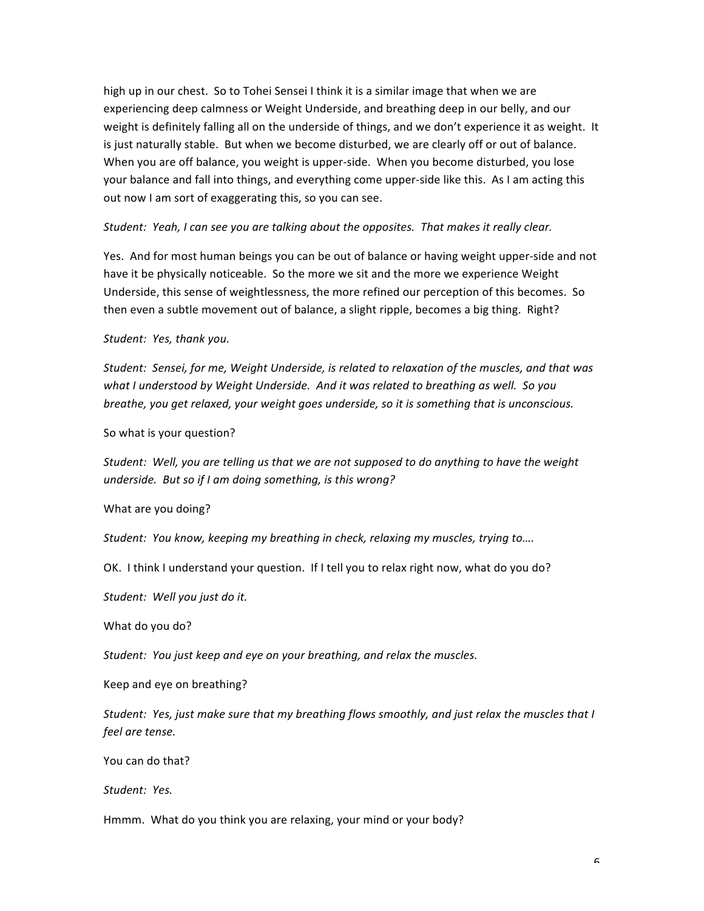high up in our chest. So to Tohei Sensei I think it is a similar image that when we are experiencing deep calmness or Weight Underside, and breathing deep in our belly, and our weight is definitely falling all on the underside of things, and we don't experience it as weight. It is just naturally stable. But when we become disturbed, we are clearly off or out of balance. When you are off balance, you weight is upper-side. When you become disturbed, you lose your balance and fall into things, and everything come upper-side like this. As I am acting this out now I am sort of exaggerating this, so you can see.

*Student: Yeah, I can see you are talking about the opposites. That makes it really clear.*

Yes. And for most human beings you can be out of balance or having weight upper-side and not have it be physically noticeable. So the more we sit and the more we experience Weight Underside, this sense of weightlessness, the more refined our perception of this becomes. So then even a subtle movement out of balance, a slight ripple, becomes a big thing. Right?

*Student: Yes, thank you.*

*Student: Sensei, for me, Weight Underside, is related to relaxation of the muscles, and that was what I understood by Weight Underside. And it was related to breathing as well. So you breathe, you get relaxed, your weight goes underside, so it is something that is unconscious.*

So what is your question?

*Student: Well, you are telling us that we are not supposed to do anything to have the weight underside. But so if I am doing something, is this wrong?*

What are you doing?

*Student: You know, keeping my breathing in check, relaxing my muscles, trying to….*

OK. I think I understand your question. If I tell you to relax right now, what do you do?

*Student: Well you just do it.*

What do you do?

*Student: You just keep and eye on your breathing, and relax the muscles.*

Keep and eye on breathing?

*Student: Yes, just make sure that my breathing flows smoothly, and just relax the muscles that I feel are tense.*

You can do that?

*Student: Yes.*

Hmmm. What do you think you are relaxing, your mind or your body?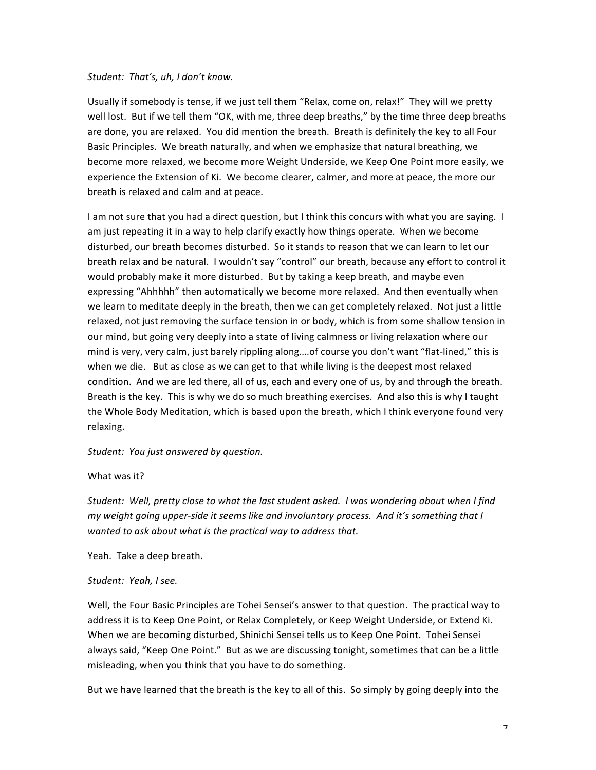*Student: That's, uh, I don't know.*

Usually if somebody is tense, if we just tell them "Relax, come on, relax!" They will we pretty well lost. But if we tell them "OK, with me, three deep breaths," by the time three deep breaths are done, you are relaxed. You did mention the breath. Breath is definitely the key to all Four Basic Principles. We breath naturally, and when we emphasize that natural breathing, we become more relaxed, we become more Weight Underside, we Keep One Point more easily, we experience the Extension of Ki. We become clearer, calmer, and more at peace, the more our breath is relaxed and calm and at peace.

I am not sure that you had a direct question, but I think this concurs with what you are saying. I am just repeating it in a way to help clarify exactly how things operate. When we become disturbed, our breath becomes disturbed. So it stands to reason that we can learn to let our breath relax and be natural. I wouldn't say "control" our breath, because any effort to control it would probably make it more disturbed. But by taking a keep breath, and maybe even expressing "Ahhhhh" then automatically we become more relaxed. And then eventually when we learn to meditate deeply in the breath, then we can get completely relaxed. Not just a little relaxed, not just removing the surface tension in or body, which is from some shallow tension in our mind, but going very deeply into a state of living calmness or living relaxation where our mind is very, very calm, just barely rippling along….of course you don't want "flat-lined," this is when we die. But as close as we can get to that while living is the deepest most relaxed condition. And we are led there, all of us, each and every one of us, by and through the breath. Breath is the key. This is why we do so much breathing exercises. And also this is why I taught the Whole Body Meditation, which is based upon the breath, which I think everyone found very relaxing.

*Student: You just answered by question.*

What was it?

*Student: Well, pretty close to what the last student asked. I was wondering about when I find my weight going upper-side it seems like and involuntary process. And it's something that I wanted to ask about what is the practical way to address that.*

Yeah. Take a deep breath.

*Student: Yeah, I see.*

Well, the Four Basic Principles are Tohei Sensei's answer to that question. The practical way to address it is to Keep One Point, or Relax Completely, or Keep Weight Underside, or Extend Ki. When we are becoming disturbed, Shinichi Sensei tells us to Keep One Point. Tohei Sensei always said, "Keep One Point." But as we are discussing tonight, sometimes that can be a little misleading, when you think that you have to do something.

But we have learned that the breath is the key to all of this. So simply by going deeply into the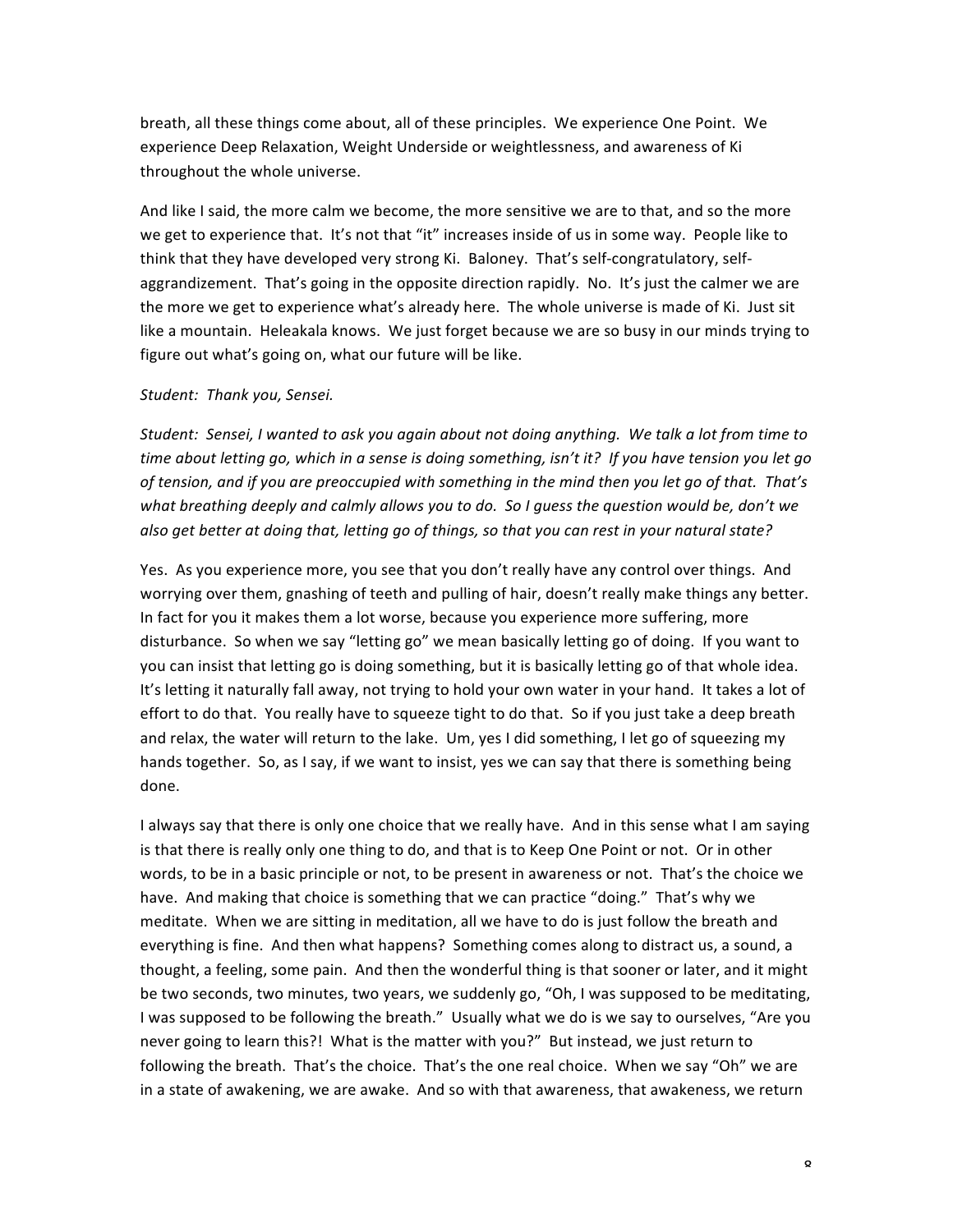breath, all these things come about, all of these principles. We experience One Point. We experience Deep Relaxation, Weight Underside or weightlessness, and awareness of Ki throughout the whole universe.

And like I said, the more calm we become, the more sensitive we are to that, and so the more we get to experience that. It's not that "it" increases inside of us in some way. People like to think that they have developed very strong Ki. Baloney. That's self-congratulatory, self-aggrandizement. That's going in the opposite direction rapidly. No. It's just the calmer we are the more we get to experience what's already here. The whole universe is made of Ki. Just sit like a mountain. Heleakala knows. We just forget because we are so busy in our minds trying to figure out what's going on, what our future will be like.

*Student: Thank you, Sensei.*

*Student: Sensei, I wanted to ask you again about not doing anything. We talk a lot from time to time about letting go, which in a sense is doing something, isn't it? If you have tension you let go of tension, and if you are preoccupied with something in the mind then you let go of that. That's what breathing deeply and calmly allows you to do. So I guess the question would be, don't we also get better at doing that, letting go of things, so that you can rest in your natural state?*

Yes. As you experience more, you see that you don't really have any control over things. And worrying over them, gnashing of teeth and pulling of hair, doesn't really make things any better. In fact for you it makes them a lot worse, because you experience more suffering, more disturbance. So when we say "letting go" we mean basically letting go of doing. If you want to you can insist that letting go is doing something, but it is basically letting go of that whole idea. It's letting it naturally fall away, not trying to hold your own water in your hand. It takes a lot of effort to do that. You really have to squeeze tight to do that. So if you just take a deep breath and relax, the water will return to the lake. Um, yes I did something, I let go of squeezing my hands together. So, as I say, if we want to insist, yes we can say that there is something being done.

I always say that there is only one choice that we really have. And in this sense what I am saying is that there is really only one thing to do, and that is to Keep One Point or not. Or in other words, to be in a basic principle or not, to be present in awareness or not. That's the choice we have. And making that choice is something that we can practice "doing." That's why we meditate. When we are sitting in meditation, all we have to do is just follow the breath and everything is fine. And then what happens? Something comes along to distract us, a sound, a thought, a feeling, some pain. And then the wonderful thing is that sooner or later, and it might be two seconds, two minutes, two years, we suddenly go, "Oh, I was supposed to be meditating, I was supposed to be following the breath." Usually what we do is we say to ourselves, "Are you never going to learn this?! What is the matter with you?" But instead, we just return to following the breath. That's the choice. That's the one real choice. When we say "Oh" we are in a state of awakening, we are awake. And so with that awareness, that awakeness, we return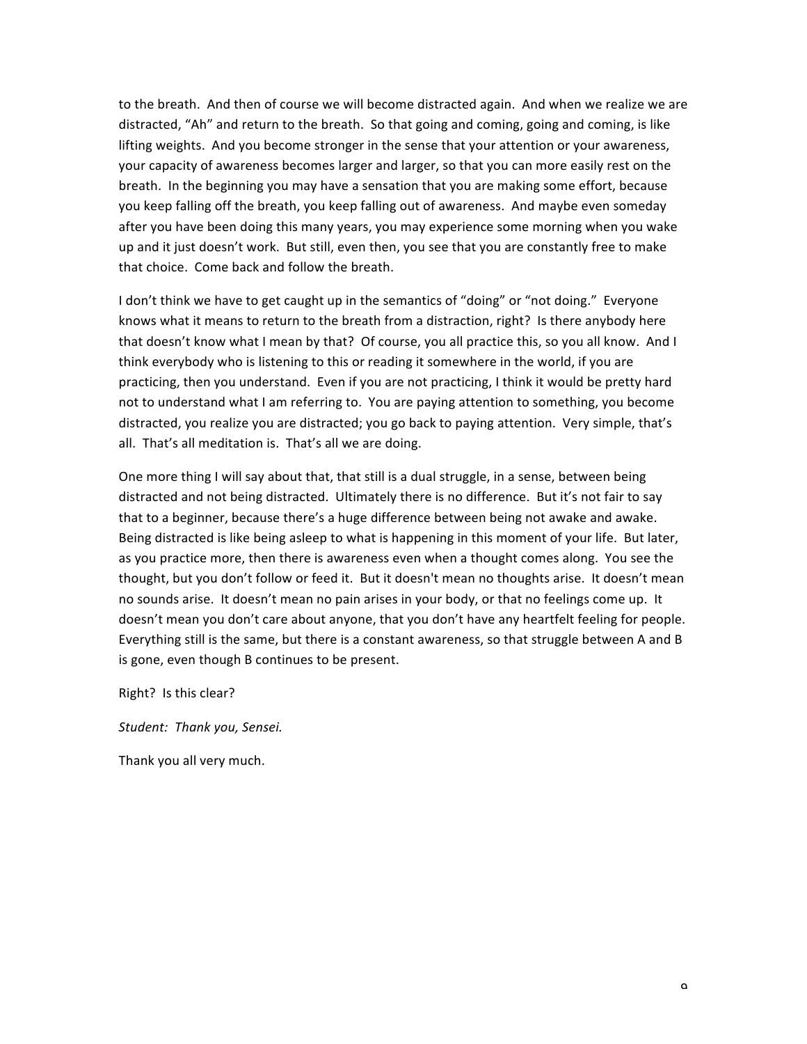to the breath. And then of course we will become distracted again. And when we realize we are distracted, "Ah" and return to the breath. So that going and coming, going and coming, is like lifting weights. And you become stronger in the sense that your attention or your awareness, your capacity of awareness becomes larger and larger, so that you can more easily rest on the breath. In the beginning you may have a sensation that you are making some effort, because you keep falling off the breath, you keep falling out of awareness. And maybe even someday after you have been doing this many years, you may experience some morning when you wake up and it just doesn't work. But still, even then, you see that you are constantly free to make that choice. Come back and follow the breath.

I don't think we have to get caught up in the semantics of "doing" or "not doing." Everyone knows what it means to return to the breath from a distraction, right? Is there anybody here that doesn't know what I mean by that? Of course, you all practice this, so you all know. And I think everybody who is listening to this or reading it somewhere in the world, if you are practicing, then you understand. Even if you are not practicing, I think it would be pretty hard not to understand what I am referring to. You are paying attention to something, you become distracted, you realize you are distracted; you go back to paying attention. Very simple, that's all. That's all meditation is. That's all we are doing.

One more thing I will say about that, that still is a dual struggle, in a sense, between being distracted and not being distracted. Ultimately there is no difference. But it's not fair to say that to a beginner, because there's a huge difference between being not awake and awake. Being distracted is like being asleep to what is happening in this moment of your life. But later, as you practice more, then there is awareness even when a thought comes along. You see the thought, but you don't follow or feed it. But it doesn't mean no thoughts arise. It doesn't mean no sounds arise. It doesn't mean no pain arises in your body, or that no feelings come up. It doesn't mean you don't care about anyone, that you don't have any heartfelt feeling for people. Everything still is the same, but there is a constant awareness, so that struggle between A and B is gone, even though B continues to be present.

Right? Is this clear?

*Student: Thank you, Sensei.*

Thank you all very much.